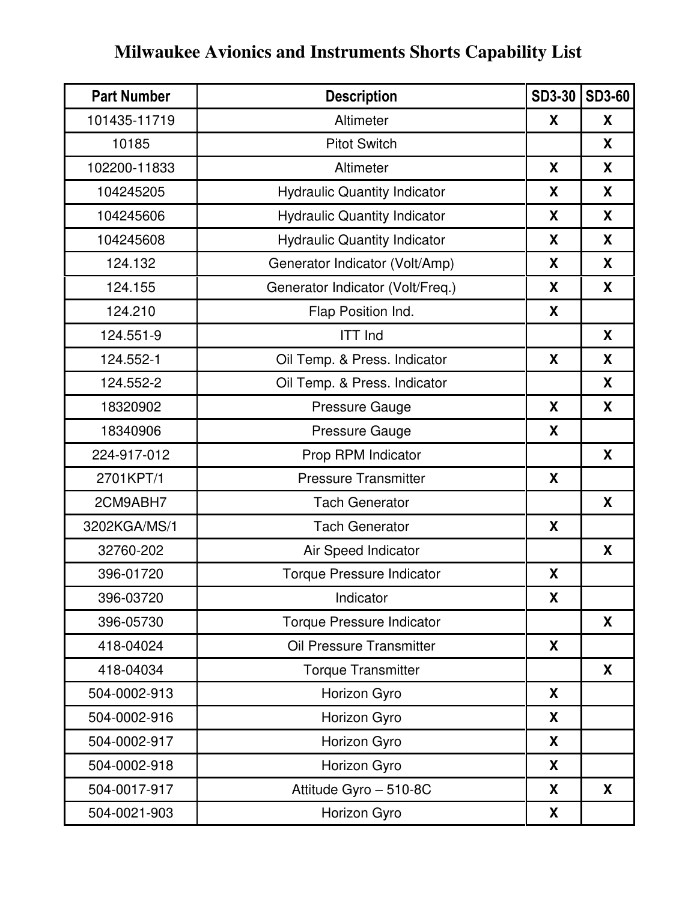# Milwaukee Avionics and Instruments Shorts Capability List

| Part Number | Description | SD3-30 | SD3-60 |
|---|---|---|---|
| 101435-11719 | Altimeter | X | X |
| 10185 | Pitot Switch | | X |
| 102200-11833 | Altimeter | X | X |
| 104245205 | Hydraulic Quantity Indicator | X | X |
| 104245606 | Hydraulic Quantity Indicator | X | X |
| 104245608 | Hydraulic Quantity Indicator | X | X |
| 124.132 | Generator Indicator (Volt/Amp) | X | X |
| 124.155 | Generator Indicator (Volt/Freq.) | X | X |
| 124.210 | Flap Position Ind. | X | |
| 124.551-9 | ITT Ind | | X |
| 124.552-1 | Oil Temp. & Press. Indicator | X | X |
| 124.552-2 | Oil Temp. & Press. Indicator | | X |
| 18320902 | Pressure Gauge | X | X |
| 18340906 | Pressure Gauge | X | |
| 224-917-012 | Prop RPM Indicator | | X |
| 2701KPT/1 | Pressure Transmitter | X | |
| 2CM9ABH7 | Tach Generator | | X |
| 3202KGA/MS/1 | Tach Generator | X | |
| 32760-202 | Air Speed Indicator | | X |
| 396-01720 | Torque Pressure Indicator | X | |
| 396-03720 | Indicator | X | |
| 396-05730 | Torque Pressure Indicator | | X |
| 418-04024 | Oil Pressure Transmitter | X | |
| 418-04034 | Torque Transmitter | | X |
| 504-0002-913 | Horizon Gyro | X | |
| 504-0002-916 | Horizon Gyro | X | |
| 504-0002-917 | Horizon Gyro | X | |
| 504-0002-918 | Horizon Gyro | X | |
| 504-0017-917 | Attitude Gyro – 510-8C | X | X |
| 504-0021-903 | Horizon Gyro | X | |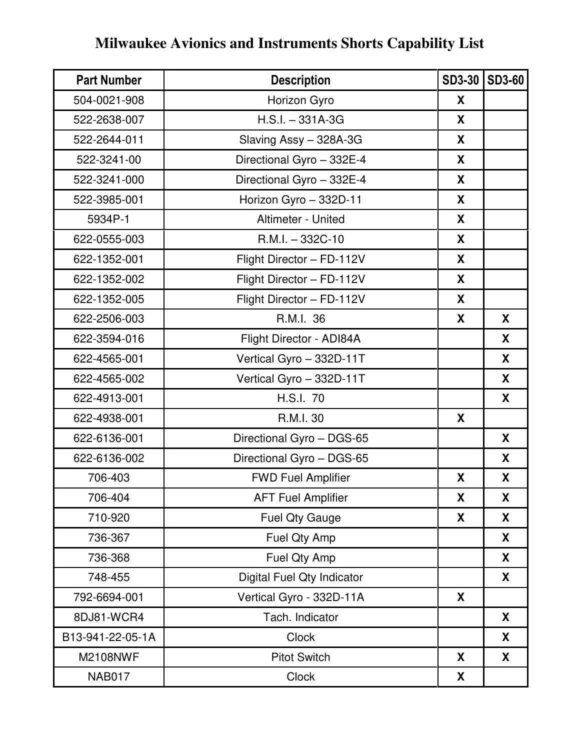# Milwaukee Avionics and Instruments Shorts Capability List

| Part Number | Description | SD3-30 | SD3-60 |
|---|---|---|---|
| 504-0021-908 | Horizon Gyro | X | |
| 522-2638-007 | H.S.I. – 331A-3G | X | |
| 522-2644-011 | Slaving Assy – 328A-3G | X | |
| 522-3241-00 | Directional Gyro – 332E-4 | X | |
| 522-3241-000 | Directional Gyro – 332E-4 | X | |
| 522-3985-001 | Horizon Gyro – 332D-11 | X | |
| 5934P-1 | Altimeter - United | X | |
| 622-0555-003 | R.M.I. – 332C-10 | X | |
| 622-1352-001 | Flight Director – FD-112V | X | |
| 622-1352-002 | Flight Director – FD-112V | X | |
| 622-1352-005 | Flight Director – FD-112V | X | |
| 622-2506-003 | R.M.I. 36 | X | X |
| 622-3594-016 | Flight Director - ADI84A | | X |
| 622-4565-001 | Vertical Gyro – 332D-11T | | X |
| 622-4565-002 | Vertical Gyro – 332D-11T | | X |
| 622-4913-001 | H.S.I. 70 | | X |
| 622-4938-001 | R.M.I. 30 | X | |
| 622-6136-001 | Directional Gyro – DGS-65 | | X |
| 622-6136-002 | Directional Gyro – DGS-65 | | X |
| 706-403 | FWD Fuel Amplifier | X | X |
| 706-404 | AFT Fuel Amplifier | X | X |
| 710-920 | Fuel Qty Gauge | X | X |
| 736-367 | Fuel Qty Amp | | X |
| 736-368 | Fuel Qty Amp | | X |
| 748-455 | Digital Fuel Qty Indicator | | X |
| 792-6694-001 | Vertical Gyro - 332D-11A | X | |
| 8DJ81-WCR4 | Tach. Indicator | | X |
| B13-941-22-05-1A | Clock | | X |
| M2108NWF | Pitot Switch | X | X |
| NAB017 | Clock | X | |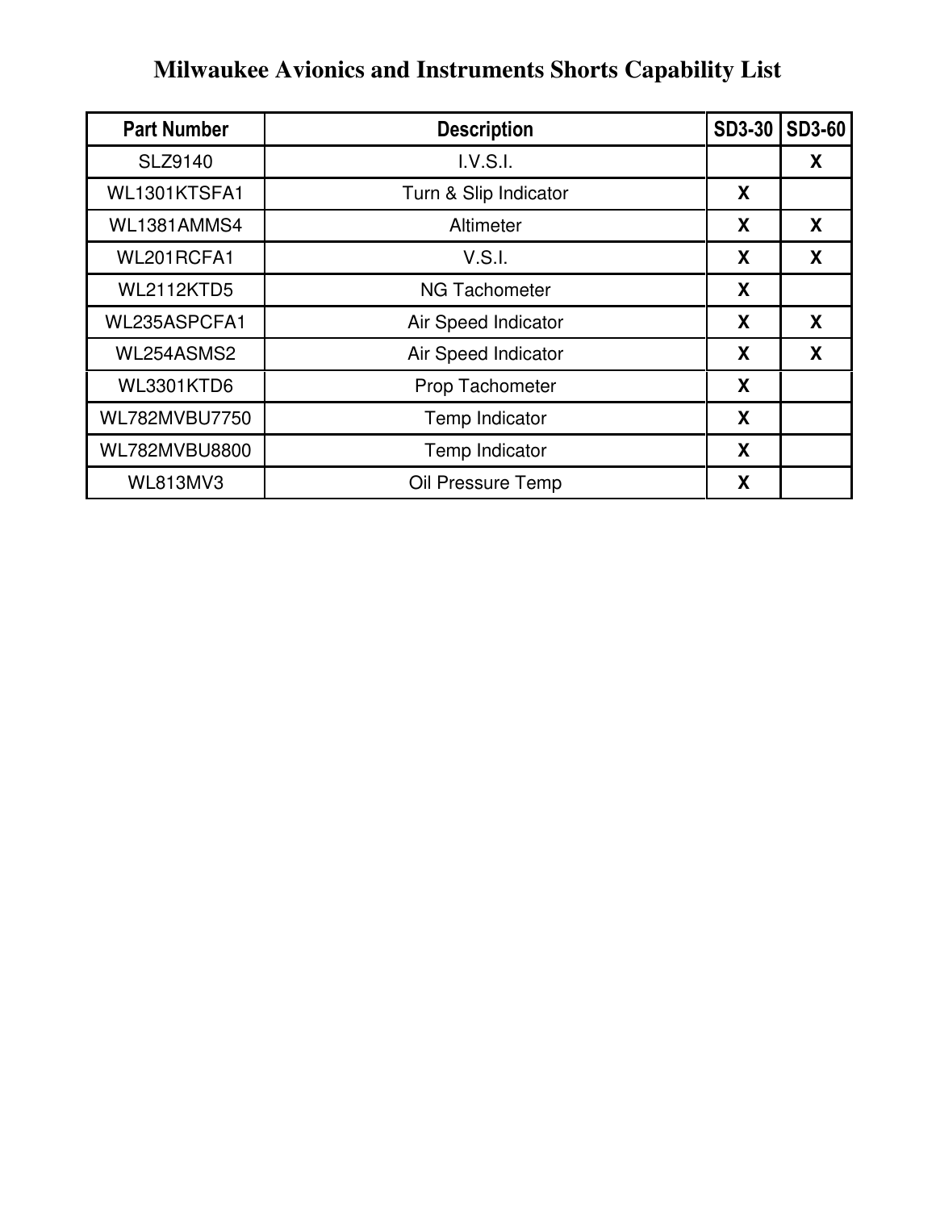# Milwaukee Avionics and Instruments Shorts Capability List

| Part Number | Description | SD3-30 | SD3-60 |
|---|---|---|---|
| SLZ9140 | I.V.S.I. | | X |
| WL1301KTSFA1 | Turn & Slip Indicator | X | |
| WL1381AMMS4 | Altimeter | X | X |
| WL201RCFA1 | V.S.I. | X | X |
| WL2112KTD5 | NG Tachometer | X | |
| WL235ASPCFA1 | Air Speed Indicator | X | X |
| WL254ASMS2 | Air Speed Indicator | X | X |
| WL3301KTD6 | Prop Tachometer | X | |
| WL782MVBU7750 | Temp Indicator | X | |
| WL782MVBU8800 | Temp Indicator | X | |
| WL813MV3 | Oil Pressure Temp | X | |